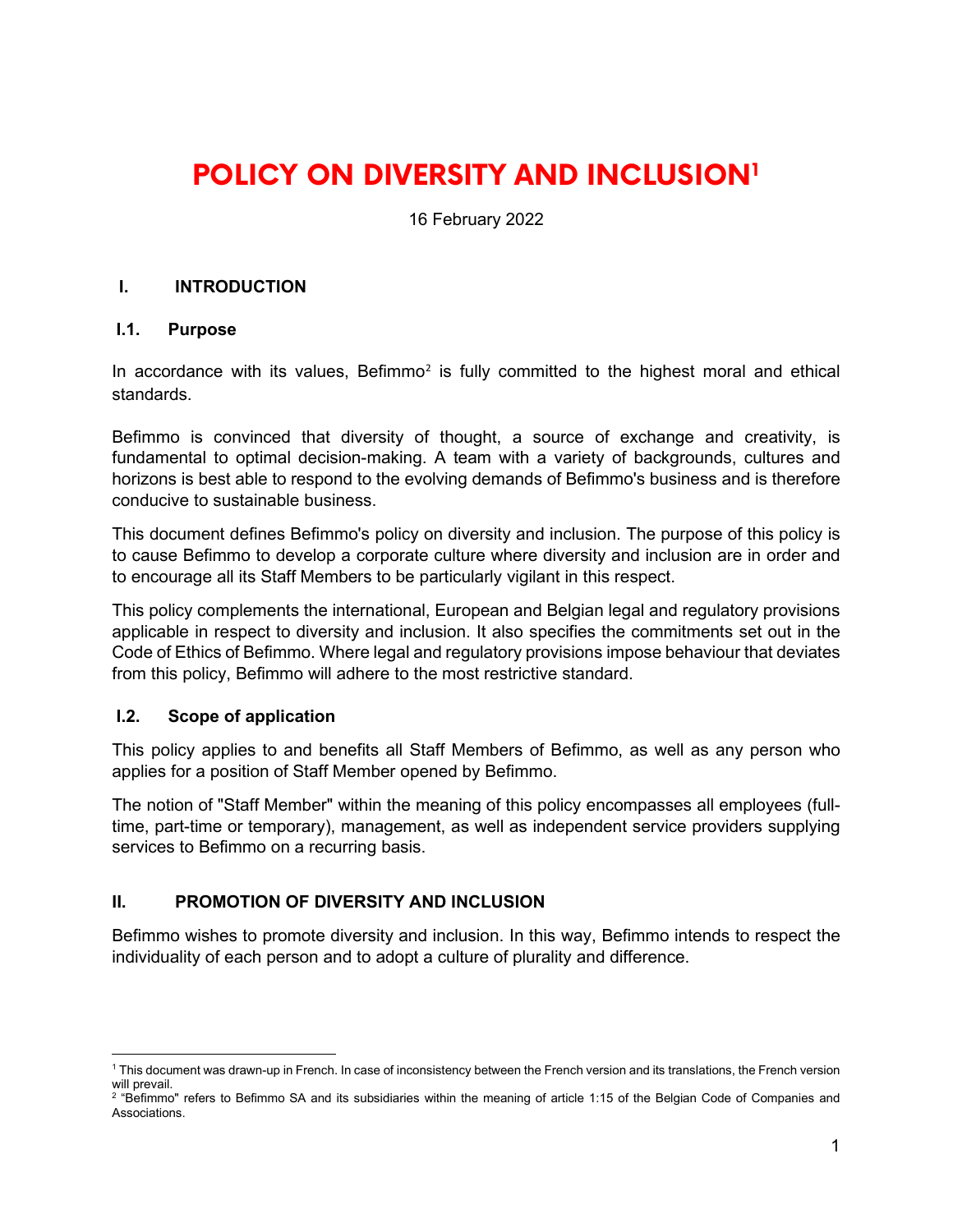# POLICY ON DIVERSITY AND INCLUSION[1]

16 February 2022

## I. INTRODUCTION

### I.1. Purpose

In accordance with its values, Befimmo[2] is fully committed to the highest moral and ethical standards.

Befimmo is convinced that diversity of thought, a source of exchange and creativity, is fundamental to optimal decision-making. A team with a variety of backgrounds, cultures and horizons is best able to respond to the evolving demands of Befimmo's business and is therefore conducive to sustainable business.

This document defines Befimmo's policy on diversity and inclusion. The purpose of this policy is to cause Befimmo to develop a corporate culture where diversity and inclusion are in order and to encourage all its Staff Members to be particularly vigilant in this respect.

This policy complements the international, European and Belgian legal and regulatory provisions applicable in respect to diversity and inclusion. It also specifies the commitments set out in the Code of Ethics of Befimmo. Where legal and regulatory provisions impose behaviour that deviates from this policy, Befimmo will adhere to the most restrictive standard.

### I.2. Scope of application

This policy applies to and benefits all Staff Members of Befimmo, as well as any person who applies for a position of Staff Member opened by Befimmo.

The notion of "Staff Member" within the meaning of this policy encompasses all employees (full-time, part-time or temporary), management, as well as independent service providers supplying services to Befimmo on a recurring basis.

## II. PROMOTION OF DIVERSITY AND INCLUSION

Befimmo wishes to promote diversity and inclusion. In this way, Befimmo intends to respect the individuality of each person and to adopt a culture of plurality and difference.

---

[1] This document was drawn-up in French. In case of inconsistency between the French version and its translations, the French version will prevail.

[2] "Befimmo" refers to Befimmo SA and its subsidiaries within the meaning of article 1:15 of the Belgian Code of Companies and Associations.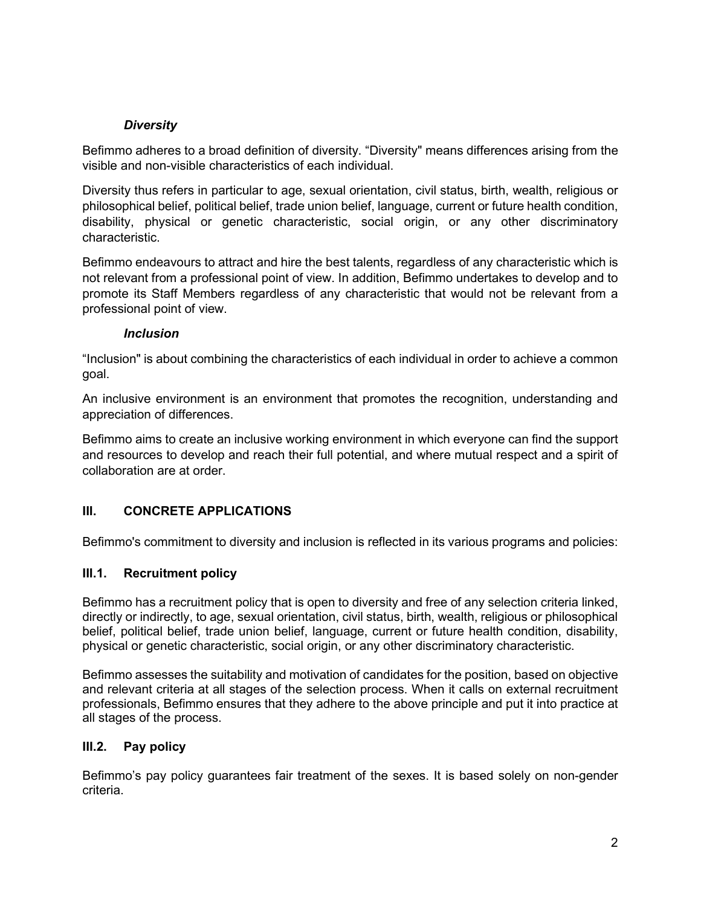### *Diversity*

Befimmo adheres to a broad definition of diversity. “Diversity" means differences arising from the visible and non-visible characteristics of each individual.

Diversity thus refers in particular to age, sexual orientation, civil status, birth, wealth, religious or philosophical belief, political belief, trade union belief, language, current or future health condition, disability, physical or genetic characteristic, social origin, or any other discriminatory characteristic.

Befimmo endeavours to attract and hire the best talents, regardless of any characteristic which is not relevant from a professional point of view. In addition, Befimmo undertakes to develop and to promote its Staff Members regardless of any characteristic that would not be relevant from a professional point of view.

### *Inclusion*

“Inclusion" is about combining the characteristics of each individual in order to achieve a common goal.

An inclusive environment is an environment that promotes the recognition, understanding and appreciation of differences.

Befimmo aims to create an inclusive working environment in which everyone can find the support and resources to develop and reach their full potential, and where mutual respect and a spirit of collaboration are at order.

## III. CONCRETE APPLICATIONS

Befimmo's commitment to diversity and inclusion is reflected in its various programs and policies:

### III.1. Recruitment policy

Befimmo has a recruitment policy that is open to diversity and free of any selection criteria linked, directly or indirectly, to age, sexual orientation, civil status, birth, wealth, religious or philosophical belief, political belief, trade union belief, language, current or future health condition, disability, physical or genetic characteristic, social origin, or any other discriminatory characteristic.

Befimmo assesses the suitability and motivation of candidates for the position, based on objective and relevant criteria at all stages of the selection process. When it calls on external recruitment professionals, Befimmo ensures that they adhere to the above principle and put it into practice at all stages of the process.

### III.2. Pay policy

Befimmo’s pay policy guarantees fair treatment of the sexes. It is based solely on non-gender criteria.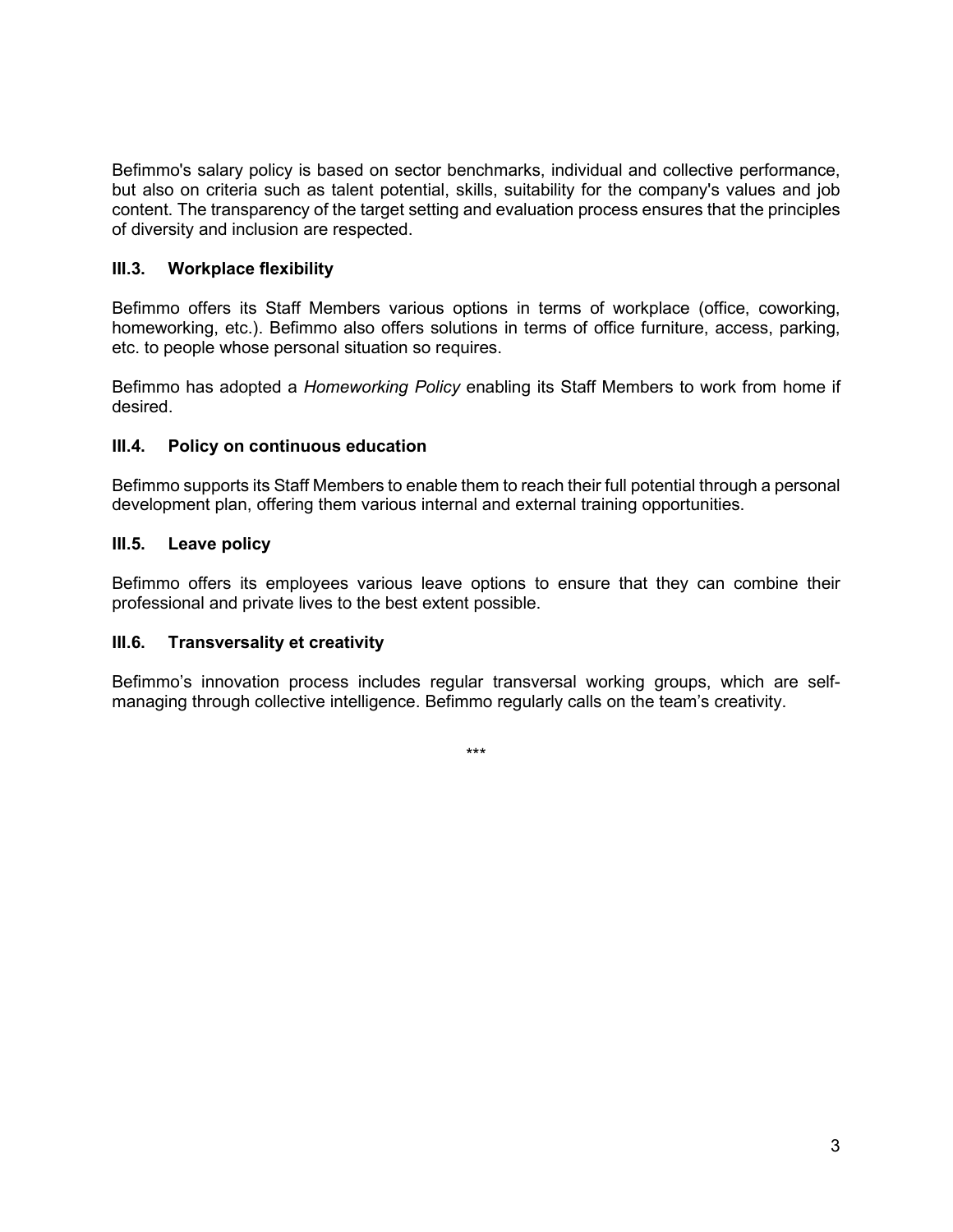Befimmo's salary policy is based on sector benchmarks, individual and collective performance, but also on criteria such as talent potential, skills, suitability for the company's values and job content. The transparency of the target setting and evaluation process ensures that the principles of diversity and inclusion are respected.

### III.3. Workplace flexibility

Befimmo offers its Staff Members various options in terms of workplace (office, coworking, homeworking, etc.). Befimmo also offers solutions in terms of office furniture, access, parking, etc. to people whose personal situation so requires.

Befimmo has adopted a *Homeworking Policy* enabling its Staff Members to work from home if desired.

### III.4. Policy on continuous education

Befimmo supports its Staff Members to enable them to reach their full potential through a personal development plan, offering them various internal and external training opportunities.

### III.5. Leave policy

Befimmo offers its employees various leave options to ensure that they can combine their professional and private lives to the best extent possible.

### III.6. Transversality et creativity

Befimmo's innovation process includes regular transversal working groups, which are self-managing through collective intelligence. Befimmo regularly calls on the team's creativity.

***